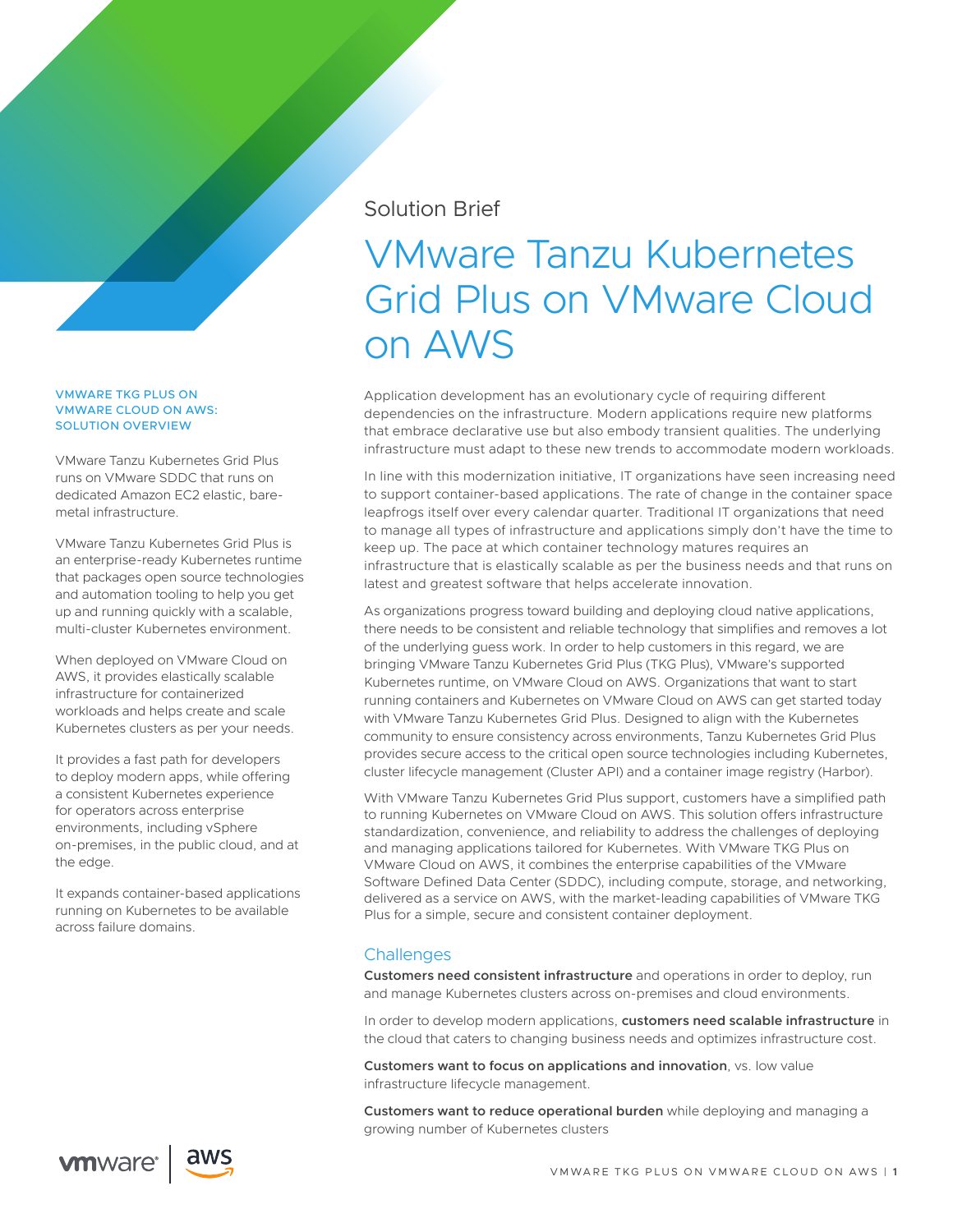Solution Brief

# VMware Tanzu Kubernetes Grid Plus on VMware Cloud on AWS

### VMWARE TKG PLUS ON VMWARE CLOUD ON AWS: SOLUTION OVERVIEW

VMware Tanzu Kubernetes Grid Plus runs on VMware SDDC that runs on dedicated Amazon EC2 elastic, bare-metal infrastructure.

VMware Tanzu Kubernetes Grid Plus is an enterprise-ready Kubernetes runtime that packages open source technologies and automation tooling to help you get up and running quickly with a scalable, multi-cluster Kubernetes environment.

When deployed on VMware Cloud on AWS, it provides elastically scalable infrastructure for containerized workloads and helps create and scale Kubernetes clusters as per your needs.

It provides a fast path for developers to deploy modern apps, while offering a consistent Kubernetes experience for operators across enterprise environments, including vSphere on-premises, in the public cloud, and at the edge.

It expands container-based applications running on Kubernetes to be available across failure domains.

Application development has an evolutionary cycle of requiring different dependencies on the infrastructure. Modern applications require new platforms that embrace declarative use but also embody transient qualities. The underlying infrastructure must adapt to these new trends to accommodate modern workloads.

In line with this modernization initiative, IT organizations have seen increasing need to support container-based applications. The rate of change in the container space leapfrogs itself over every calendar quarter. Traditional IT organizations that need to manage all types of infrastructure and applications simply don't have the time to keep up. The pace at which container technology matures requires an infrastructure that is elastically scalable as per the business needs and that runs on latest and greatest software that helps accelerate innovation.

As organizations progress toward building and deploying cloud native applications, there needs to be consistent and reliable technology that simplifies and removes a lot of the underlying guess work. In order to help customers in this regard, we are bringing VMware Tanzu Kubernetes Grid Plus (TKG Plus), VMware's supported Kubernetes runtime, on VMware Cloud on AWS. Organizations that want to start running containers and Kubernetes on VMware Cloud on AWS can get started today with VMware Tanzu Kubernetes Grid Plus. Designed to align with the Kubernetes community to ensure consistency across environments, Tanzu Kubernetes Grid Plus provides secure access to the critical open source technologies including Kubernetes, cluster lifecycle management (Cluster API) and a container image registry (Harbor).

With VMware Tanzu Kubernetes Grid Plus support, customers have a simplified path to running Kubernetes on VMware Cloud on AWS. This solution offers infrastructure standardization, convenience, and reliability to address the challenges of deploying and managing applications tailored for Kubernetes. With VMware TKG Plus on VMware Cloud on AWS, it combines the enterprise capabilities of the VMware Software Defined Data Center (SDDC), including compute, storage, and networking, delivered as a service on AWS, with the market-leading capabilities of VMware TKG Plus for a simple, secure and consistent container deployment.

## Challenges

**Customers need consistent infrastructure** and operations in order to deploy, run and manage Kubernetes clusters across on-premises and cloud environments.

In order to develop modern applications, **customers need scalable infrastructure** in the cloud that caters to changing business needs and optimizes infrastructure cost.

**Customers want to focus on applications and innovation**, vs. low value infrastructure lifecycle management.

**Customers want to reduce operational burden** while deploying and managing a growing number of Kubernetes clusters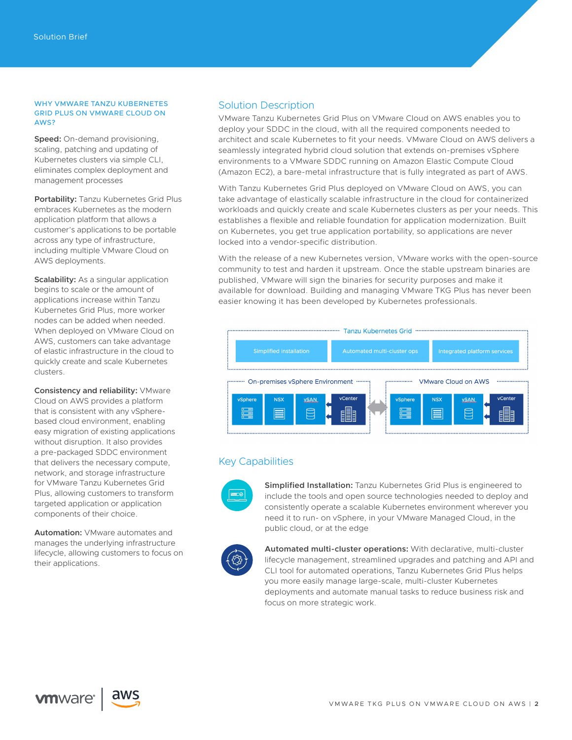**WHY VMWARE TANZU KUBERNETES GRID PLUS ON VMWARE CLOUD ON AWS?**

**Speed:** On-demand provisioning, scaling, patching and updating of Kubernetes clusters via simple CLI, eliminates complex deployment and management processes

**Portability:** Tanzu Kubernetes Grid Plus embraces Kubernetes as the modern application platform that allows a customer's applications to be portable across any type of infrastructure, including multiple VMware Cloud on AWS deployments.

**Scalability:** As a singular application begins to scale or the amount of applications increase within Tanzu Kubernetes Grid Plus, more worker nodes can be added when needed. When deployed on VMware Cloud on AWS, customers can take advantage of elastic infrastructure in the cloud to quickly create and scale Kubernetes clusters.

**Consistency and reliability:** VMware Cloud on AWS provides a platform that is consistent with any vSphere-based cloud environment, enabling easy migration of existing applications without disruption. It also provides a pre-packaged SDDC environment that delivers the necessary compute, network, and storage infrastructure for VMware Tanzu Kubernetes Grid Plus, allowing customers to transform targeted application or application components of their choice.

**Automation:** VMware automates and manages the underlying infrastructure lifecycle, allowing customers to focus on their applications.

## Solution Description

VMware Tanzu Kubernetes Grid Plus on VMware Cloud on AWS enables you to deploy your SDDC in the cloud, with all the required components needed to architect and scale Kubernetes to fit your needs. VMware Cloud on AWS delivers a seamlessly integrated hybrid cloud solution that extends on-premises vSphere environments to a VMware SDDC running on Amazon Elastic Compute Cloud (Amazon EC2), a bare-metal infrastructure that is fully integrated as part of AWS.

With Tanzu Kubernetes Grid Plus deployed on VMware Cloud on AWS, you can take advantage of elastically scalable infrastructure in the cloud for containerized workloads and quickly create and scale Kubernetes clusters as per your needs. This establishes a flexible and reliable foundation for application modernization. Built on Kubernetes, you get true application portability, so applications are never locked into a vendor-specific distribution.

With the release of a new Kubernetes version, VMware works with the open-source community to test and harden it upstream. Once the stable upstream binaries are published, VMware will sign the binaries for security purposes and make it available for download. Building and managing VMware TKG Plus has never been easier knowing it has been developed by Kubernetes professionals.

Tanzu Kubernetes Grid

Simplified installation | Automated multi-cluster ops | Integrated platform services

On-premises vSphere Environment: vSphere, NSX, vSAN, vCenter

VMware Cloud on AWS: vSphere, NSX, vSAN, vCenter

## Key Capabilities

**Simplified Installation:** Tanzu Kubernetes Grid Plus is engineered to include the tools and open source technologies needed to deploy and consistently operate a scalable Kubernetes environment wherever you need it to run- on vSphere, in your VMware Managed Cloud, in the public cloud, or at the edge

**Automated multi-cluster operations:** With declarative, multi-cluster lifecycle management, streamlined upgrades and patching and API and CLI tool for automated operations, Tanzu Kubernetes Grid Plus helps you more easily manage large-scale, multi-cluster Kubernetes deployments and automate manual tasks to reduce business risk and focus on more strategic work.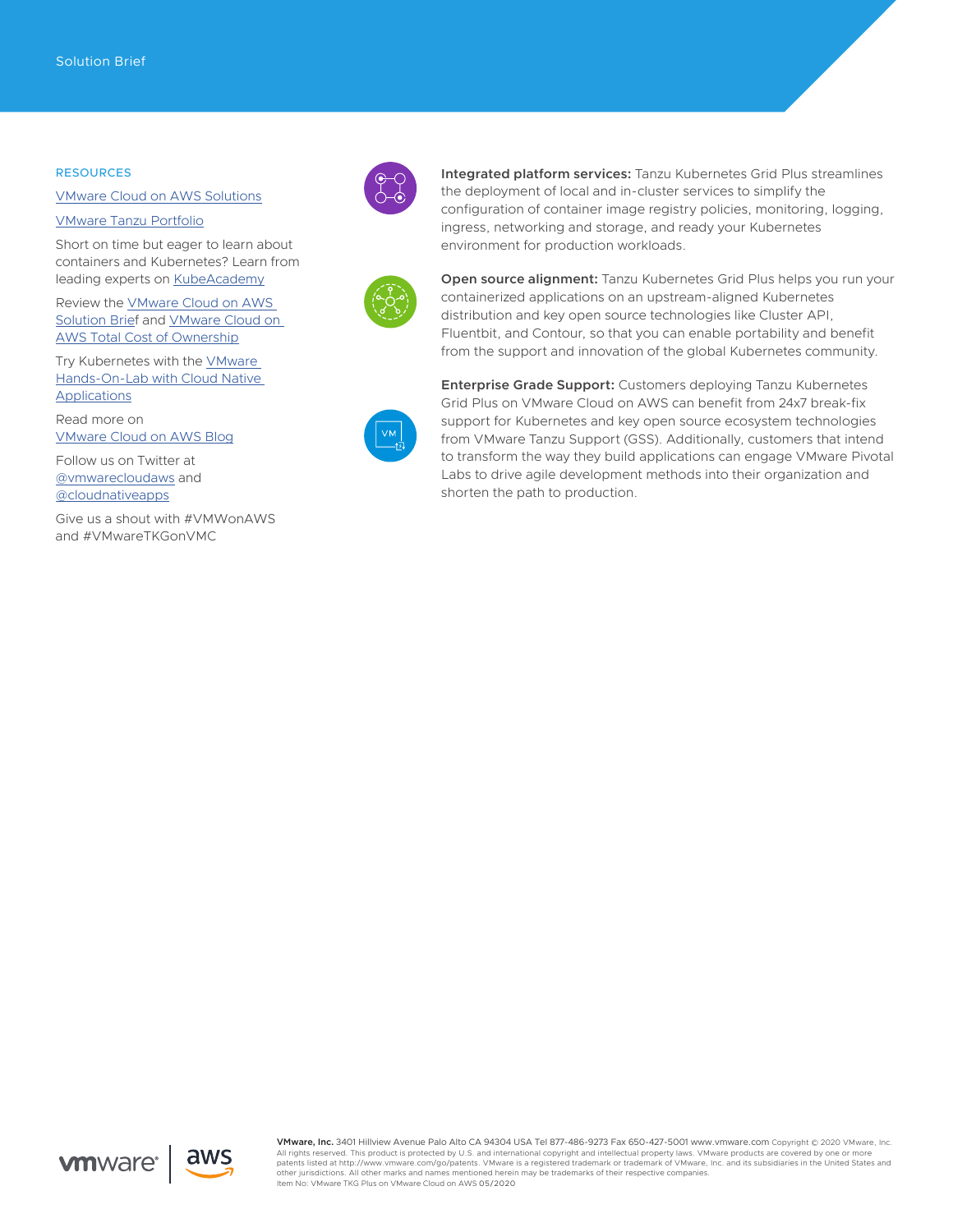RESOURCES

VMware Cloud on AWS Solutions

VMware Tanzu Portfolio

Short on time but eager to learn about containers and Kubernetes? Learn from leading experts on KubeAcademy

Review the VMware Cloud on AWS Solution Brief and VMware Cloud on AWS Total Cost of Ownership

Try Kubernetes with the VMware Hands-On-Lab with Cloud Native Applications

Read more on VMware Cloud on AWS Blog

Follow us on Twitter at @vmwarecloudaws and @cloudnativeapps

Give us a shout with #VMWonAWS and #VMwareTKGonVMC

**Integrated platform services:** Tanzu Kubernetes Grid Plus streamlines the deployment of local and in-cluster services to simplify the configuration of container image registry policies, monitoring, logging, ingress, networking and storage, and ready your Kubernetes environment for production workloads.

**Open source alignment:** Tanzu Kubernetes Grid Plus helps you run your containerized applications on an upstream-aligned Kubernetes distribution and key open source technologies like Cluster API, Fluentbit, and Contour, so that you can enable portability and benefit from the support and innovation of the global Kubernetes community.

**Enterprise Grade Support:** Customers deploying Tanzu Kubernetes Grid Plus on VMware Cloud on AWS can benefit from 24x7 break-fix support for Kubernetes and key open source ecosystem technologies from VMware Tanzu Support (GSS). Additionally, customers that intend to transform the way they build applications can engage VMware Pivotal Labs to drive agile development methods into their organization and shorten the path to production.

**VMware, Inc.** 3401 Hillview Avenue Palo Alto CA 94304 USA Tel 877-486-9273 Fax 650-427-5001 www.vmware.com Copyright © 2020 VMware, Inc. All rights reserved. This product is protected by U.S. and international copyright and intellectual property laws. VMware products are covered by one or more patents listed at http://www.vmware.com/go/patents. VMware is a registered trademark or trademark of VMware, Inc. and its subsidiaries in the United States and other jurisdictions. All other marks and names mentioned herein may be trademarks of their respective companies.
Item No: VMware TKG Plus on VMware Cloud on AWS 05/2020